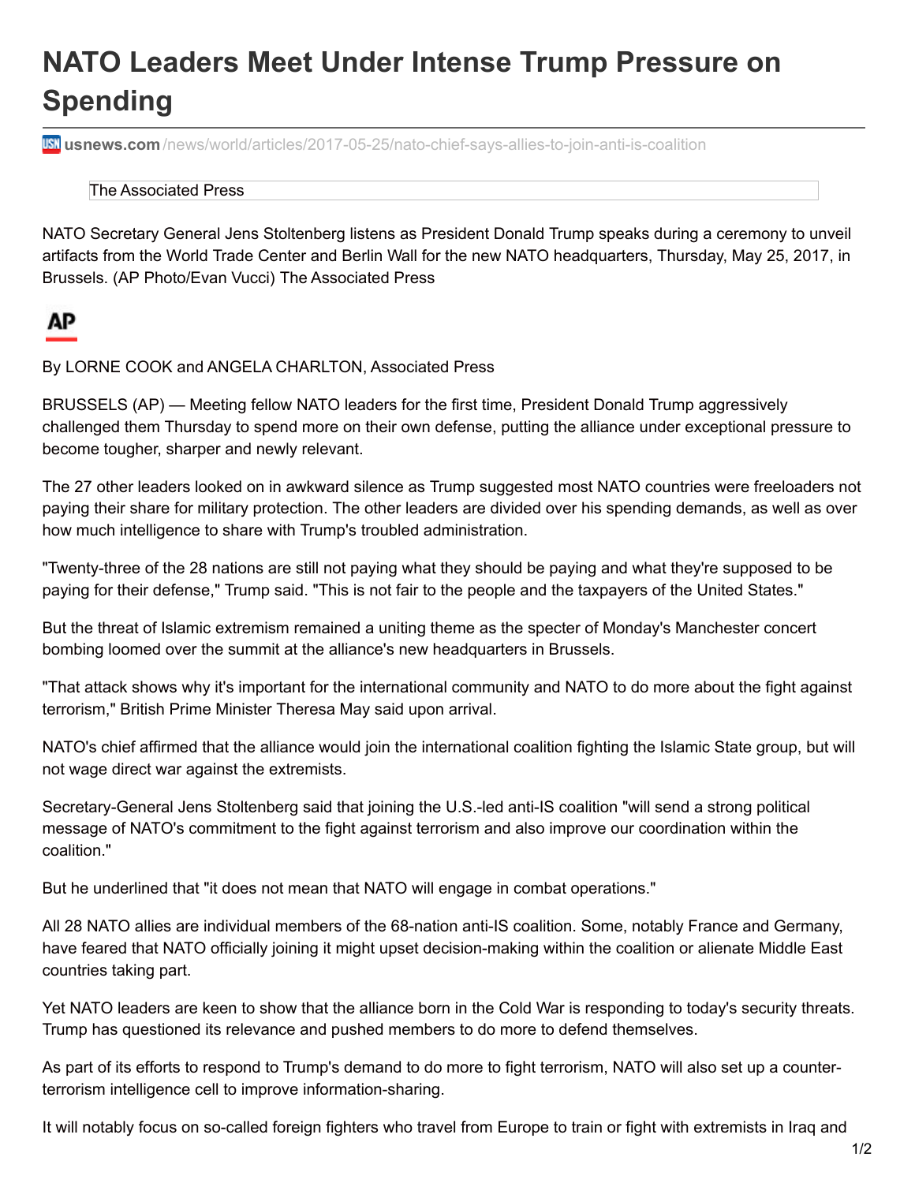# NATO Leaders Meet Under Intense Trump Pressure on Spending

**usnews.com**/news/world/articles/2017-05-25/nato-chief-says-allies-to-join-anti-is-coalition

The Associated Press

NATO Secretary General Jens Stoltenberg listens as President Donald Trump speaks during a ceremony to unveil artifacts from the World Trade Center and Berlin Wall for the new NATO headquarters, Thursday, May 25, 2017, in Brussels. (AP Photo/Evan Vucci) The Associated Press

AP

By LORNE COOK and ANGELA CHARLTON, Associated Press

BRUSSELS (AP) — Meeting fellow NATO leaders for the first time, President Donald Trump aggressively challenged them Thursday to spend more on their own defense, putting the alliance under exceptional pressure to become tougher, sharper and newly relevant.

The 27 other leaders looked on in awkward silence as Trump suggested most NATO countries were freeloaders not paying their share for military protection. The other leaders are divided over his spending demands, as well as over how much intelligence to share with Trump's troubled administration.

"Twenty-three of the 28 nations are still not paying what they should be paying and what they're supposed to be paying for their defense," Trump said. "This is not fair to the people and the taxpayers of the United States."

But the threat of Islamic extremism remained a uniting theme as the specter of Monday's Manchester concert bombing loomed over the summit at the alliance's new headquarters in Brussels.

"That attack shows why it's important for the international community and NATO to do more about the fight against terrorism," British Prime Minister Theresa May said upon arrival.

NATO's chief affirmed that the alliance would join the international coalition fighting the Islamic State group, but will not wage direct war against the extremists.

Secretary-General Jens Stoltenberg said that joining the U.S.-led anti-IS coalition "will send a strong political message of NATO's commitment to the fight against terrorism and also improve our coordination within the coalition."

But he underlined that "it does not mean that NATO will engage in combat operations."

All 28 NATO allies are individual members of the 68-nation anti-IS coalition. Some, notably France and Germany, have feared that NATO officially joining it might upset decision-making within the coalition or alienate Middle East countries taking part.

Yet NATO leaders are keen to show that the alliance born in the Cold War is responding to today's security threats. Trump has questioned its relevance and pushed members to do more to defend themselves.

As part of its efforts to respond to Trump's demand to do more to fight terrorism, NATO will also set up a counter-terrorism intelligence cell to improve information-sharing.

It will notably focus on so-called foreign fighters who travel from Europe to train or fight with extremists in Iraq and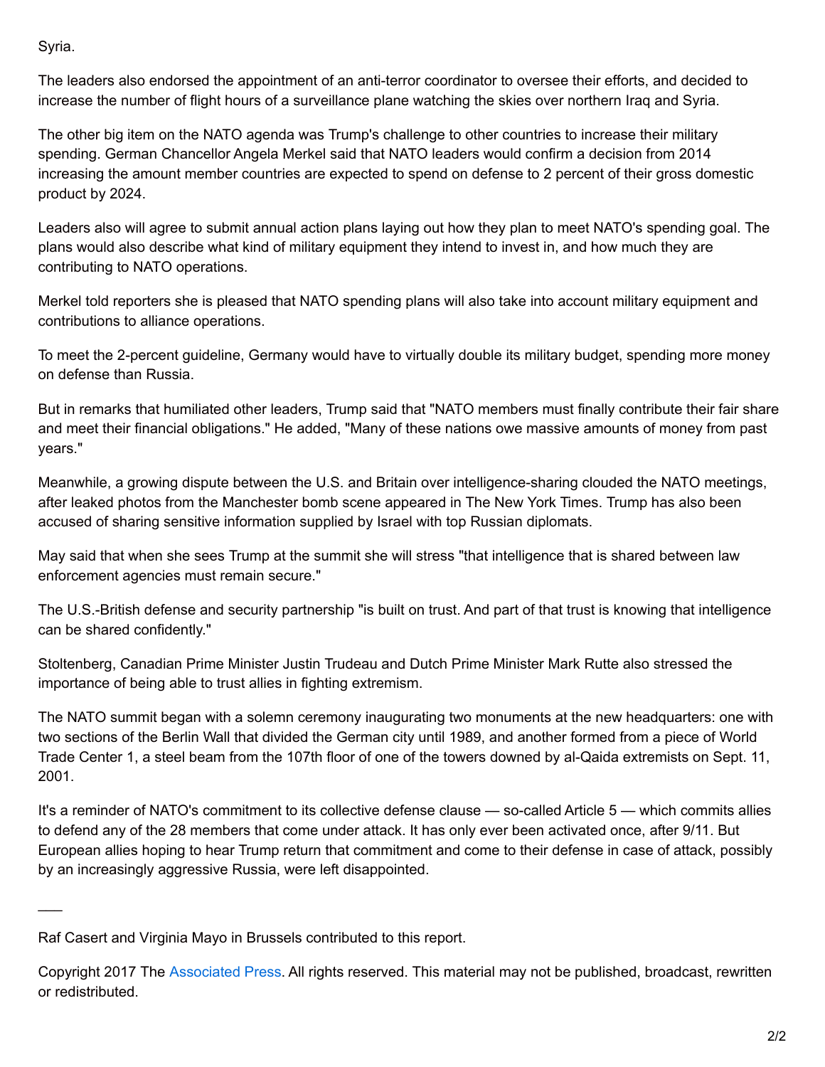Syria.

The leaders also endorsed the appointment of an anti-terror coordinator to oversee their efforts, and decided to increase the number of flight hours of a surveillance plane watching the skies over northern Iraq and Syria.

The other big item on the NATO agenda was Trump's challenge to other countries to increase their military spending. German Chancellor Angela Merkel said that NATO leaders would confirm a decision from 2014 increasing the amount member countries are expected to spend on defense to 2 percent of their gross domestic product by 2024.

Leaders also will agree to submit annual action plans laying out how they plan to meet NATO's spending goal. The plans would also describe what kind of military equipment they intend to invest in, and how much they are contributing to NATO operations.

Merkel told reporters she is pleased that NATO spending plans will also take into account military equipment and contributions to alliance operations.

To meet the 2-percent guideline, Germany would have to virtually double its military budget, spending more money on defense than Russia.

But in remarks that humiliated other leaders, Trump said that "NATO members must finally contribute their fair share and meet their financial obligations." He added, "Many of these nations owe massive amounts of money from past years."

Meanwhile, a growing dispute between the U.S. and Britain over intelligence-sharing clouded the NATO meetings, after leaked photos from the Manchester bomb scene appeared in The New York Times. Trump has also been accused of sharing sensitive information supplied by Israel with top Russian diplomats.

May said that when she sees Trump at the summit she will stress "that intelligence that is shared between law enforcement agencies must remain secure."

The U.S.-British defense and security partnership "is built on trust. And part of that trust is knowing that intelligence can be shared confidently."

Stoltenberg, Canadian Prime Minister Justin Trudeau and Dutch Prime Minister Mark Rutte also stressed the importance of being able to trust allies in fighting extremism.

The NATO summit began with a solemn ceremony inaugurating two monuments at the new headquarters: one with two sections of the Berlin Wall that divided the German city until 1989, and another formed from a piece of World Trade Center 1, a steel beam from the 107th floor of one of the towers downed by al-Qaida extremists on Sept. 11, 2001.

It's a reminder of NATO's commitment to its collective defense clause — so-called Article 5 — which commits allies to defend any of the 28 members that come under attack. It has only ever been activated once, after 9/11. But European allies hoping to hear Trump return that commitment and come to their defense in case of attack, possibly by an increasingly aggressive Russia, were left disappointed.

---

Raf Casert and Virginia Mayo in Brussels contributed to this report.

Copyright 2017 The Associated Press. All rights reserved. This material may not be published, broadcast, rewritten or redistributed.